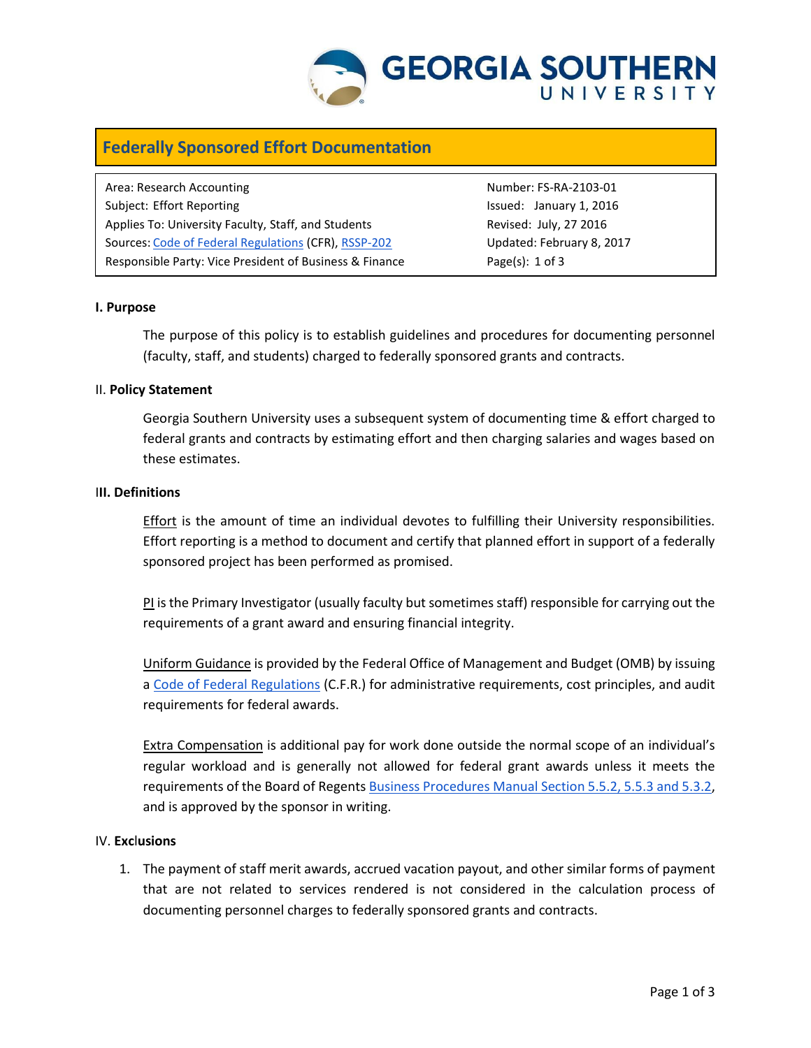**GEORGIA SOUTHERN UNIVERSITY**

# Federally Sponsored Effort Documentation

| | |
|---|---|
| Area: Research Accounting | Number: FS-RA-2103-01 |
| Subject: Effort Reporting | Issued: January 1, 2016 |
| Applies To: University Faculty, Staff, and Students | Revised: July, 27 2016 |
| Sources: Code of Federal Regulations (CFR), RSSP-202 | Updated: February 8, 2017 |
| Responsible Party: Vice President of Business & Finance | Page(s): 1 of 3 |

## I. Purpose

The purpose of this policy is to establish guidelines and procedures for documenting personnel (faculty, staff, and students) charged to federally sponsored grants and contracts.

## II. Policy Statement

Georgia Southern University uses a subsequent system of documenting time & effort charged to federal grants and contracts by estimating effort and then charging salaries and wages based on these estimates.

## III. Definitions

Effort is the amount of time an individual devotes to fulfilling their University responsibilities. Effort reporting is a method to document and certify that planned effort in support of a federally sponsored project has been performed as promised.

PI is the Primary Investigator (usually faculty but sometimes staff) responsible for carrying out the requirements of a grant award and ensuring financial integrity.

Uniform Guidance is provided by the Federal Office of Management and Budget (OMB) by issuing a Code of Federal Regulations (C.F.R.) for administrative requirements, cost principles, and audit requirements for federal awards.

Extra Compensation is additional pay for work done outside the normal scope of an individual's regular workload and is generally not allowed for federal grant awards unless it meets the requirements of the Board of Regents Business Procedures Manual Section 5.5.2, 5.5.3 and 5.3.2, and is approved by the sponsor in writing.

## IV. Exclusions

1. The payment of staff merit awards, accrued vacation payout, and other similar forms of payment that are not related to services rendered is not considered in the calculation process of documenting personnel charges to federally sponsored grants and contracts.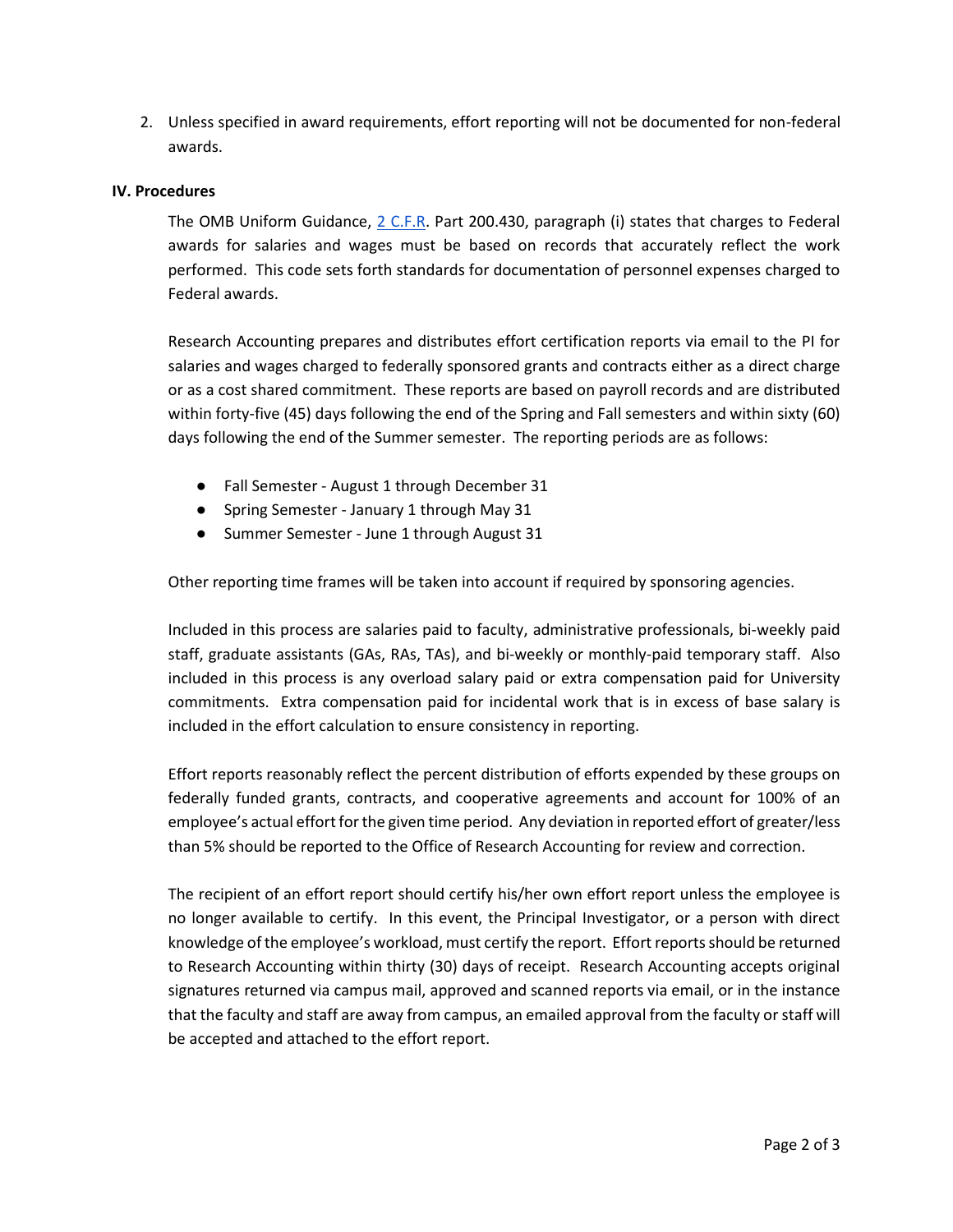2. Unless specified in award requirements, effort reporting will not be documented for non-federal awards.

### IV. Procedures

The OMB Uniform Guidance, 2 C.F.R. Part 200.430, paragraph (i) states that charges to Federal awards for salaries and wages must be based on records that accurately reflect the work performed. This code sets forth standards for documentation of personnel expenses charged to Federal awards.

Research Accounting prepares and distributes effort certification reports via email to the PI for salaries and wages charged to federally sponsored grants and contracts either as a direct charge or as a cost shared commitment. These reports are based on payroll records and are distributed within forty-five (45) days following the end of the Spring and Fall semesters and within sixty (60) days following the end of the Summer semester. The reporting periods are as follows:

- Fall Semester - August 1 through December 31
- Spring Semester - January 1 through May 31
- Summer Semester - June 1 through August 31

Other reporting time frames will be taken into account if required by sponsoring agencies.

Included in this process are salaries paid to faculty, administrative professionals, bi-weekly paid staff, graduate assistants (GAs, RAs, TAs), and bi-weekly or monthly-paid temporary staff. Also included in this process is any overload salary paid or extra compensation paid for University commitments. Extra compensation paid for incidental work that is in excess of base salary is included in the effort calculation to ensure consistency in reporting.

Effort reports reasonably reflect the percent distribution of efforts expended by these groups on federally funded grants, contracts, and cooperative agreements and account for 100% of an employee's actual effort for the given time period. Any deviation in reported effort of greater/less than 5% should be reported to the Office of Research Accounting for review and correction.

The recipient of an effort report should certify his/her own effort report unless the employee is no longer available to certify. In this event, the Principal Investigator, or a person with direct knowledge of the employee's workload, must certify the report. Effort reports should be returned to Research Accounting within thirty (30) days of receipt. Research Accounting accepts original signatures returned via campus mail, approved and scanned reports via email, or in the instance that the faculty and staff are away from campus, an emailed approval from the faculty or staff will be accepted and attached to the effort report.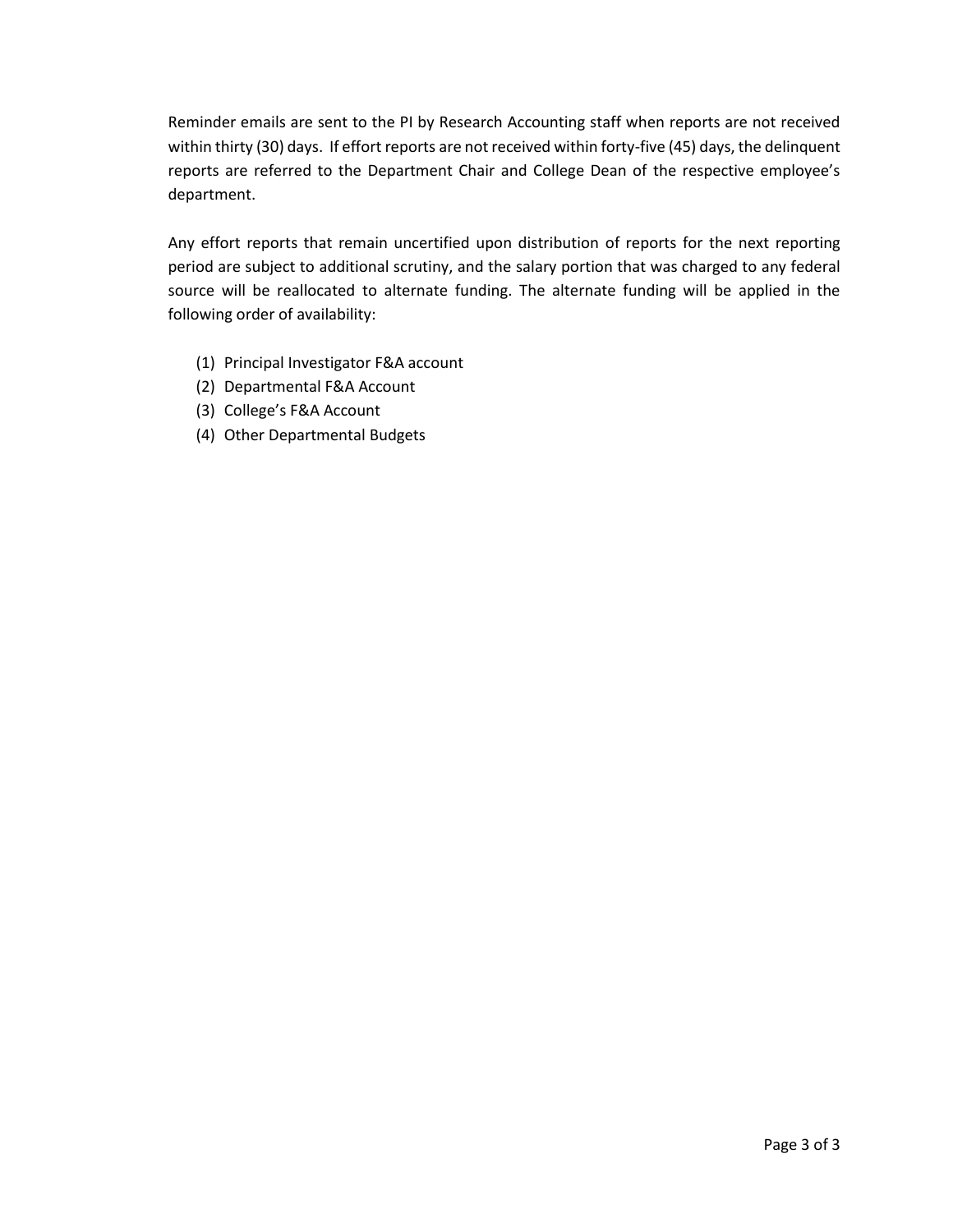Reminder emails are sent to the PI by Research Accounting staff when reports are not received within thirty (30) days. If effort reports are not received within forty-five (45) days, the delinquent reports are referred to the Department Chair and College Dean of the respective employee's department.

Any effort reports that remain uncertified upon distribution of reports for the next reporting period are subject to additional scrutiny, and the salary portion that was charged to any federal source will be reallocated to alternate funding. The alternate funding will be applied in the following order of availability:

(1) Principal Investigator F&A account
(2) Departmental F&A Account
(3) College's F&A Account
(4) Other Departmental Budgets